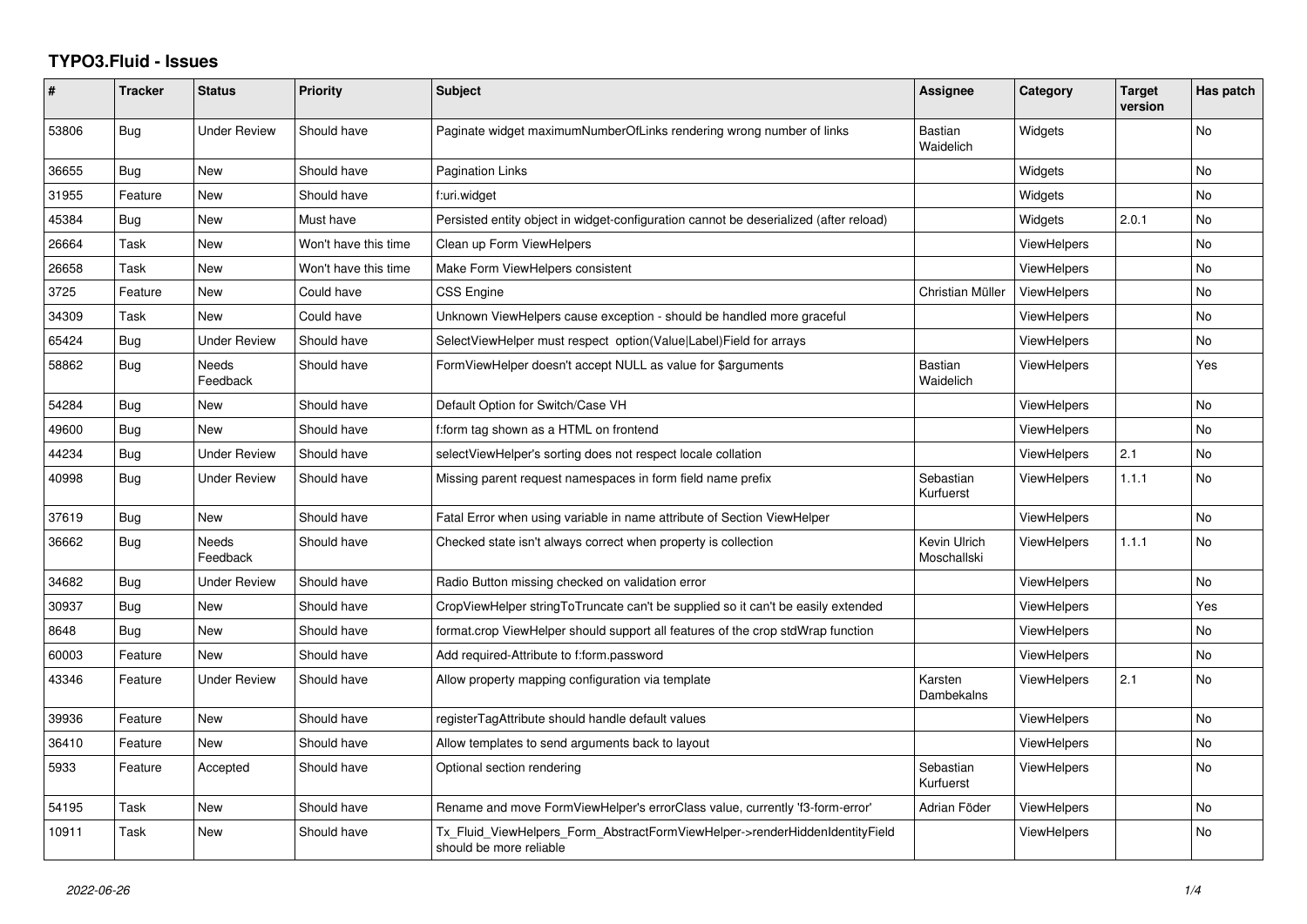# TYPO3.Fluid - Issues

| # | Tracker | Status | Priority | Subject | Assignee | Category | Target version | Has patch |
|---|---|---|---|---|---|---|---|---|
| 53806 | Bug | Under Review | Should have | Paginate widget maximumNumberOfLinks rendering wrong number of links | Bastian Waidelich | Widgets | | No |
| 36655 | Bug | New | Should have | Pagination Links | | Widgets | | No |
| 31955 | Feature | New | Should have | f:uri.widget | | Widgets | | No |
| 45384 | Bug | New | Must have | Persisted entity object in widget-configuration cannot be deserialized (after reload) | | Widgets | 2.0.1 | No |
| 26664 | Task | New | Won't have this time | Clean up Form ViewHelpers | | ViewHelpers | | No |
| 26658 | Task | New | Won't have this time | Make Form ViewHelpers consistent | | ViewHelpers | | No |
| 3725 | Feature | New | Could have | CSS Engine | Christian Müller | ViewHelpers | | No |
| 34309 | Task | New | Could have | Unknown ViewHelpers cause exception - should be handled more graceful | | ViewHelpers | | No |
| 65424 | Bug | Under Review | Should have | SelectViewHelper must respect option(Value\|Label)Field for arrays | | ViewHelpers | | No |
| 58862 | Bug | Needs Feedback | Should have | FormViewHelper doesn't accept NULL as value for $arguments | Bastian Waidelich | ViewHelpers | | Yes |
| 54284 | Bug | New | Should have | Default Option for Switch/Case VH | | ViewHelpers | | No |
| 49600 | Bug | New | Should have | f:form tag shown as a HTML on frontend | | ViewHelpers | | No |
| 44234 | Bug | Under Review | Should have | selectViewHelper's sorting does not respect locale collation | | ViewHelpers | 2.1 | No |
| 40998 | Bug | Under Review | Should have | Missing parent request namespaces in form field name prefix | Sebastian Kurfuerst | ViewHelpers | 1.1.1 | No |
| 37619 | Bug | New | Should have | Fatal Error when using variable in name attribute of Section ViewHelper | | ViewHelpers | | No |
| 36662 | Bug | Needs Feedback | Should have | Checked state isn't always correct when property is collection | Kevin Ulrich Moschallski | ViewHelpers | 1.1.1 | No |
| 34682 | Bug | Under Review | Should have | Radio Button missing checked on validation error | | ViewHelpers | | No |
| 30937 | Bug | New | Should have | CropViewHelper stringToTruncate can't be supplied so it can't be easily extended | | ViewHelpers | | Yes |
| 8648 | Bug | New | Should have | format.crop ViewHelper should support all features of the crop stdWrap function | | ViewHelpers | | No |
| 60003 | Feature | New | Should have | Add required-Attribute to f:form.password | | ViewHelpers | | No |
| 43346 | Feature | Under Review | Should have | Allow property mapping configuration via template | Karsten Dambekalns | ViewHelpers | 2.1 | No |
| 39936 | Feature | New | Should have | registerTagAttribute should handle default values | | ViewHelpers | | No |
| 36410 | Feature | New | Should have | Allow templates to send arguments back to layout | | ViewHelpers | | No |
| 5933 | Feature | Accepted | Should have | Optional section rendering | Sebastian Kurfuerst | ViewHelpers | | No |
| 54195 | Task | New | Should have | Rename and move FormViewHelper's errorClass value, currently 'f3-form-error' | Adrian Föder | ViewHelpers | | No |
| 10911 | Task | New | Should have | Tx_Fluid_ViewHelpers_Form_AbstractFormViewHelper->renderHiddenIdentityField should be more reliable | | ViewHelpers | | No |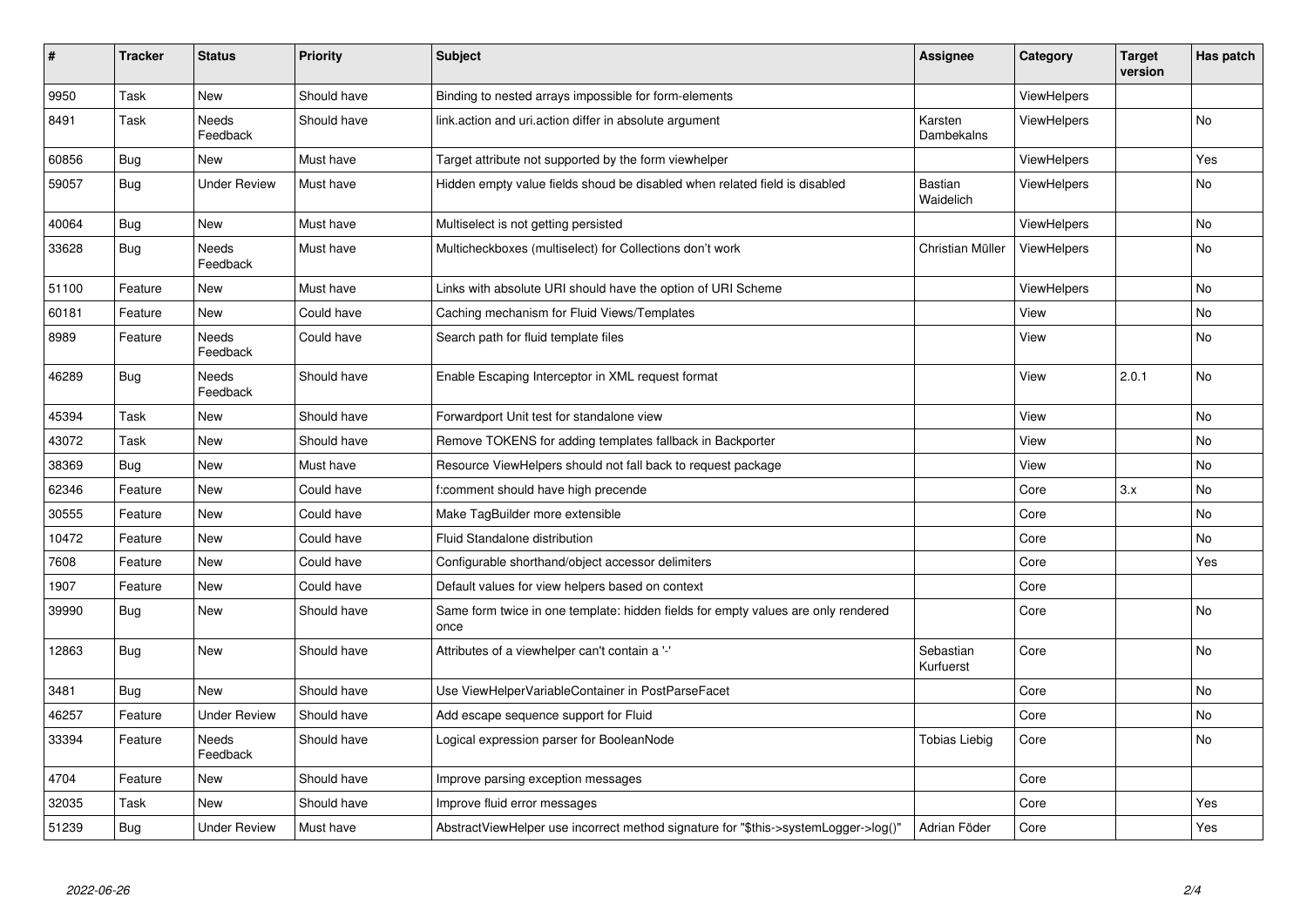| # | Tracker | Status | Priority | Subject | Assignee | Category | Target version | Has patch |
|---|---|---|---|---|---|---|---|---|
| 9950 | Task | New | Should have | Binding to nested arrays impossible for form-elements | | ViewHelpers | | |
| 8491 | Task | Needs Feedback | Should have | link.action and uri.action differ in absolute argument | Karsten Dambekalns | ViewHelpers | | No |
| 60856 | Bug | New | Must have | Target attribute not supported by the form viewhelper | | ViewHelpers | | Yes |
| 59057 | Bug | Under Review | Must have | Hidden empty value fields shoud be disabled when related field is disabled | Bastian Waidelich | ViewHelpers | | No |
| 40064 | Bug | New | Must have | Multiselect is not getting persisted | | ViewHelpers | | No |
| 33628 | Bug | Needs Feedback | Must have | Multicheckboxes (multiselect) for Collections don't work | Christian Müller | ViewHelpers | | No |
| 51100 | Feature | New | Must have | Links with absolute URI should have the option of URI Scheme | | ViewHelpers | | No |
| 60181 | Feature | New | Could have | Caching mechanism for Fluid Views/Templates | | View | | No |
| 8989 | Feature | Needs Feedback | Could have | Search path for fluid template files | | View | | No |
| 46289 | Bug | Needs Feedback | Should have | Enable Escaping Interceptor in XML request format | | View | 2.0.1 | No |
| 45394 | Task | New | Should have | Forwardport Unit test for standalone view | | View | | No |
| 43072 | Task | New | Should have | Remove TOKENS for adding templates fallback in Backporter | | View | | No |
| 38369 | Bug | New | Must have | Resource ViewHelpers should not fall back to request package | | View | | No |
| 62346 | Feature | New | Could have | f:comment should have high precende | | Core | 3.x | No |
| 30555 | Feature | New | Could have | Make TagBuilder more extensible | | Core | | No |
| 10472 | Feature | New | Could have | Fluid Standalone distribution | | Core | | No |
| 7608 | Feature | New | Could have | Configurable shorthand/object accessor delimiters | | Core | | Yes |
| 1907 | Feature | New | Could have | Default values for view helpers based on context | | Core | | |
| 39990 | Bug | New | Should have | Same form twice in one template: hidden fields for empty values are only rendered once | | Core | | No |
| 12863 | Bug | New | Should have | Attributes of a viewhelper can't contain a '-' | Sebastian Kurfuerst | Core | | No |
| 3481 | Bug | New | Should have | Use ViewHelperVariableContainer in PostParseFacet | | Core | | No |
| 46257 | Feature | Under Review | Should have | Add escape sequence support for Fluid | | Core | | No |
| 33394 | Feature | Needs Feedback | Should have | Logical expression parser for BooleanNode | Tobias Liebig | Core | | No |
| 4704 | Feature | New | Should have | Improve parsing exception messages | | Core | | |
| 32035 | Task | New | Should have | Improve fluid error messages | | Core | | Yes |
| 51239 | Bug | Under Review | Must have | AbstractViewHelper use incorrect method signature for "$this->systemLogger->log()" | Adrian Föder | Core | | Yes |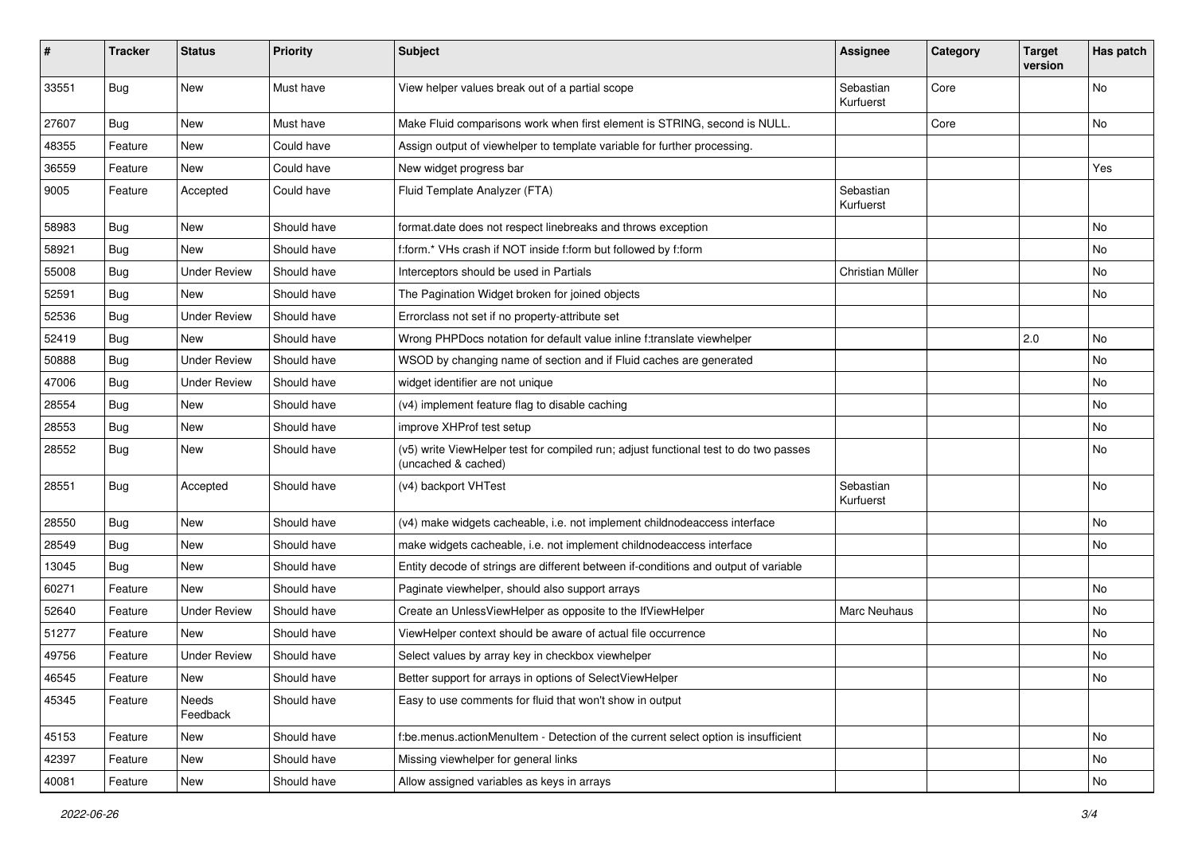| # | Tracker | Status | Priority | Subject | Assignee | Category | Target version | Has patch |
|---|---|---|---|---|---|---|---|---|
| 33551 | Bug | New | Must have | View helper values break out of a partial scope | Sebastian Kurfuerst | Core | | No |
| 27607 | Bug | New | Must have | Make Fluid comparisons work when first element is STRING, second is NULL. | | Core | | No |
| 48355 | Feature | New | Could have | Assign output of viewhelper to template variable for further processing. | | | | |
| 36559 | Feature | New | Could have | New widget progress bar | | | | Yes |
| 9005 | Feature | Accepted | Could have | Fluid Template Analyzer (FTA) | Sebastian Kurfuerst | | | |
| 58983 | Bug | New | Should have | format.date does not respect linebreaks and throws exception | | | | No |
| 58921 | Bug | New | Should have | f:form.* VHs crash if NOT inside f:form but followed by f:form | | | | No |
| 55008 | Bug | Under Review | Should have | Interceptors should be used in Partials | Christian Müller | | | No |
| 52591 | Bug | New | Should have | The Pagination Widget broken for joined objects | | | | No |
| 52536 | Bug | Under Review | Should have | Errorclass not set if no property-attribute set | | | | |
| 52419 | Bug | New | Should have | Wrong PHPDocs notation for default value inline f:translate viewhelper | | | 2.0 | No |
| 50888 | Bug | Under Review | Should have | WSOD by changing name of section and if Fluid caches are generated | | | | No |
| 47006 | Bug | Under Review | Should have | widget identifier are not unique | | | | No |
| 28554 | Bug | New | Should have | (v4) implement feature flag to disable caching | | | | No |
| 28553 | Bug | New | Should have | improve XHProf test setup | | | | No |
| 28552 | Bug | New | Should have | (v5) write ViewHelper test for compiled run; adjust functional test to do two passes (uncached & cached) | | | | No |
| 28551 | Bug | Accepted | Should have | (v4) backport VHTest | Sebastian Kurfuerst | | | No |
| 28550 | Bug | New | Should have | (v4) make widgets cacheable, i.e. not implement childnodeaccess interface | | | | No |
| 28549 | Bug | New | Should have | make widgets cacheable, i.e. not implement childnodeaccess interface | | | | No |
| 13045 | Bug | New | Should have | Entity decode of strings are different between if-conditions and output of variable | | | | |
| 60271 | Feature | New | Should have | Paginate viewhelper, should also support arrays | | | | No |
| 52640 | Feature | Under Review | Should have | Create an UnlessViewHelper as opposite to the IfViewHelper | Marc Neuhaus | | | No |
| 51277 | Feature | New | Should have | ViewHelper context should be aware of actual file occurrence | | | | No |
| 49756 | Feature | Under Review | Should have | Select values by array key in checkbox viewhelper | | | | No |
| 46545 | Feature | New | Should have | Better support for arrays in options of SelectViewHelper | | | | No |
| 45345 | Feature | Needs Feedback | Should have | Easy to use comments for fluid that won't show in output | | | | |
| 45153 | Feature | New | Should have | f:be.menus.actionMenuItem - Detection of the current select option is insufficient | | | | No |
| 42397 | Feature | New | Should have | Missing viewhelper for general links | | | | No |
| 40081 | Feature | New | Should have | Allow assigned variables as keys in arrays | | | | No |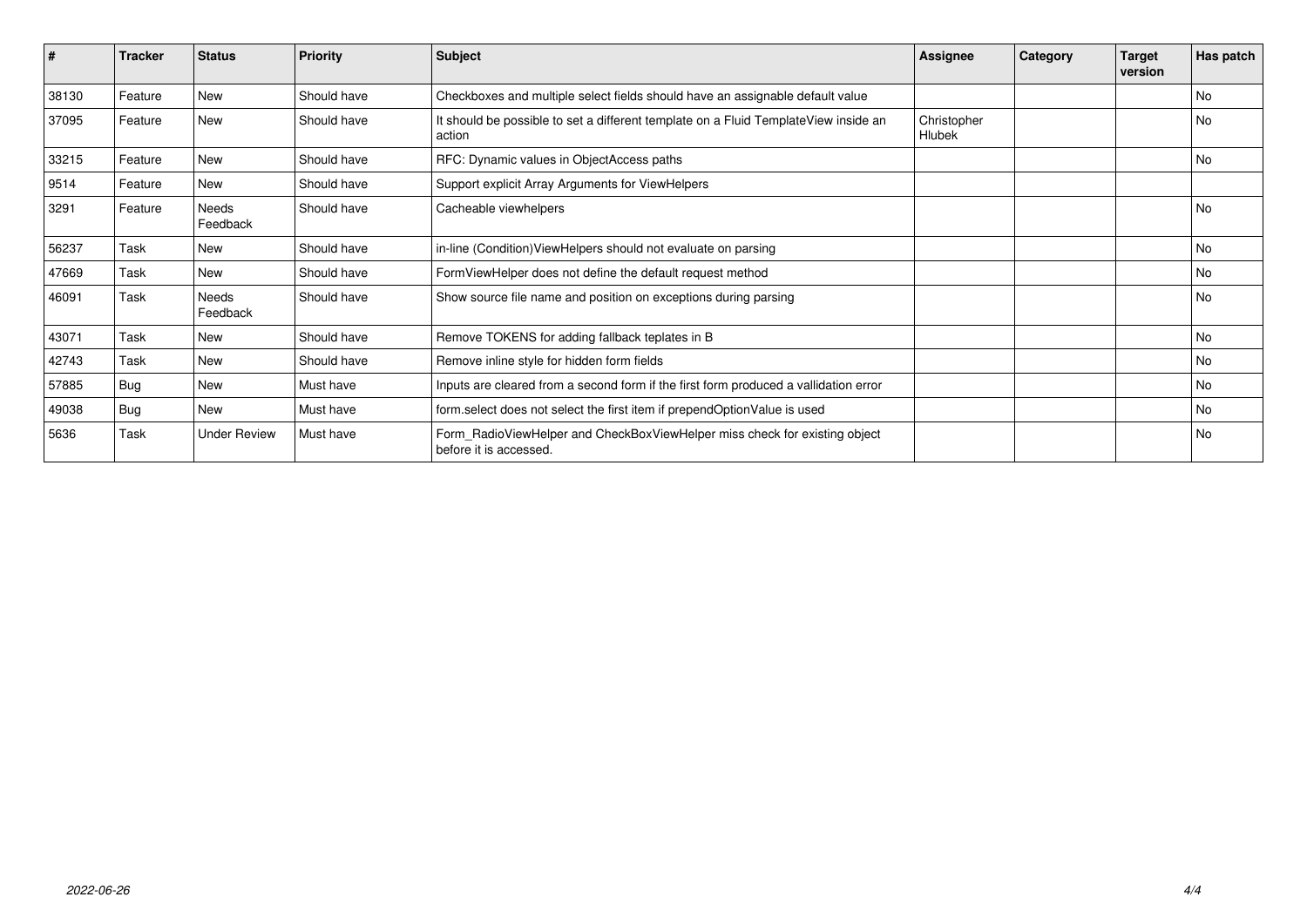| # | Tracker | Status | Priority | Subject | Assignee | Category | Target version | Has patch |
|---|---|---|---|---|---|---|---|---|
| 38130 | Feature | New | Should have | Checkboxes and multiple select fields should have an assignable default value | | | | No |
| 37095 | Feature | New | Should have | It should be possible to set a different template on a Fluid TemplateView inside an action | Christopher Hlubek | | | No |
| 33215 | Feature | New | Should have | RFC: Dynamic values in ObjectAccess paths | | | | No |
| 9514 | Feature | New | Should have | Support explicit Array Arguments for ViewHelpers | | | | |
| 3291 | Feature | Needs Feedback | Should have | Cacheable viewhelpers | | | | No |
| 56237 | Task | New | Should have | in-line (Condition)ViewHelpers should not evaluate on parsing | | | | No |
| 47669 | Task | New | Should have | FormViewHelper does not define the default request method | | | | No |
| 46091 | Task | Needs Feedback | Should have | Show source file name and position on exceptions during parsing | | | | No |
| 43071 | Task | New | Should have | Remove TOKENS for adding fallback teplates in B | | | | No |
| 42743 | Task | New | Should have | Remove inline style for hidden form fields | | | | No |
| 57885 | Bug | New | Must have | Inputs are cleared from a second form if the first form produced a vallidation error | | | | No |
| 49038 | Bug | New | Must have | form.select does not select the first item if prependOptionValue is used | | | | No |
| 5636 | Task | Under Review | Must have | Form_RadioViewHelper and CheckBoxViewHelper miss check for existing object before it is accessed. | | | | No |